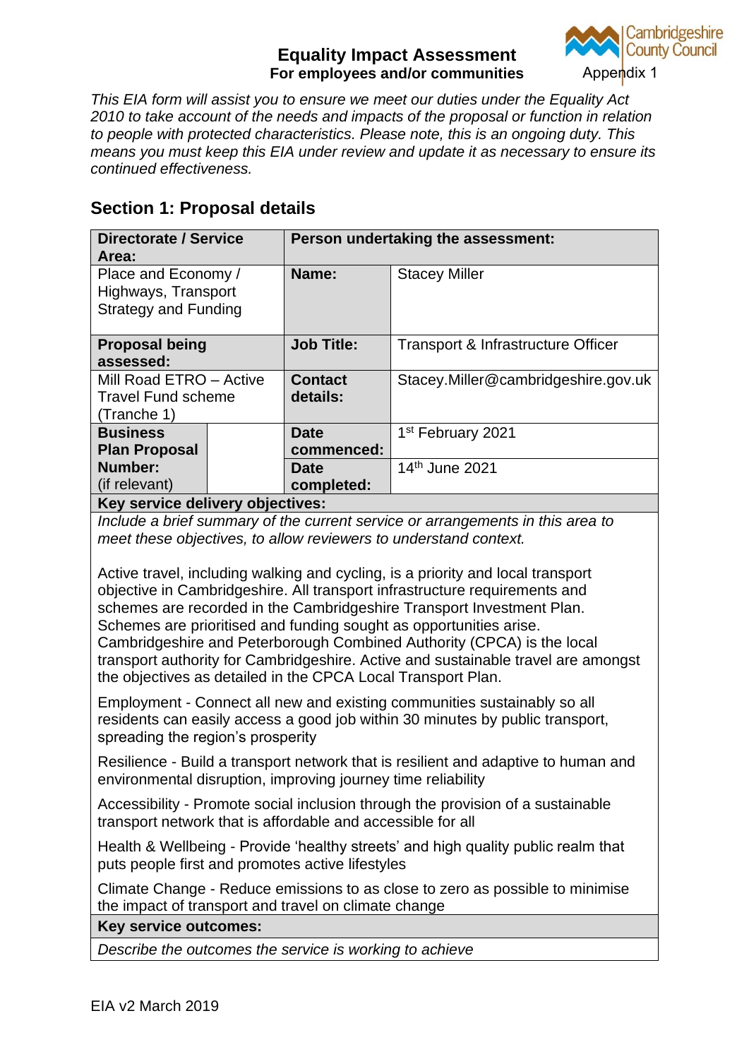# Equality Impact Assessment

**For employees and/or communities**

Appendix 1

*This EIA form will assist you to ensure we meet our duties under the Equality Act 2010 to take account of the needs and impacts of the proposal or function in relation to people with protected characteristics. Please note, this is an ongoing duty. This means you must keep this EIA under review and update it as necessary to ensure its continued effectiveness.*

## Section 1: Proposal details

| **Directorate / Service Area:** | | **Person undertaking the assessment:** | |
|---|---|---|---|
| Place and Economy / Highways, Transport Strategy and Funding | | **Name:** | Stacey Miller |
| **Proposal being assessed:** | | **Job Title:** | Transport & Infrastructure Officer |
| Mill Road ETRO – Active Travel Fund scheme (Tranche 1) | | **Contact details:** | Stacey.Miller@cambridgeshire.gov.uk |
| **Business Plan Proposal Number:** (if relevant) | | **Date commenced:** | 1st February 2021 |
| | | **Date completed:** | 14th June 2021 |

**Key service delivery objectives:**

*Include a brief summary of the current service or arrangements in this area to meet these objectives, to allow reviewers to understand context.*

Active travel, including walking and cycling, is a priority and local transport objective in Cambridgeshire. All transport infrastructure requirements and schemes are recorded in the Cambridgeshire Transport Investment Plan. Schemes are prioritised and funding sought as opportunities arise. Cambridgeshire and Peterborough Combined Authority (CPCA) is the local transport authority for Cambridgeshire. Active and sustainable travel are amongst the objectives as detailed in the CPCA Local Transport Plan.

Employment - Connect all new and existing communities sustainably so all residents can easily access a good job within 30 minutes by public transport, spreading the region's prosperity

Resilience - Build a transport network that is resilient and adaptive to human and environmental disruption, improving journey time reliability

Accessibility - Promote social inclusion through the provision of a sustainable transport network that is affordable and accessible for all

Health & Wellbeing - Provide 'healthy streets' and high quality public realm that puts people first and promotes active lifestyles

Climate Change - Reduce emissions to as close to zero as possible to minimise the impact of transport and travel on climate change

**Key service outcomes:**

*Describe the outcomes the service is working to achieve*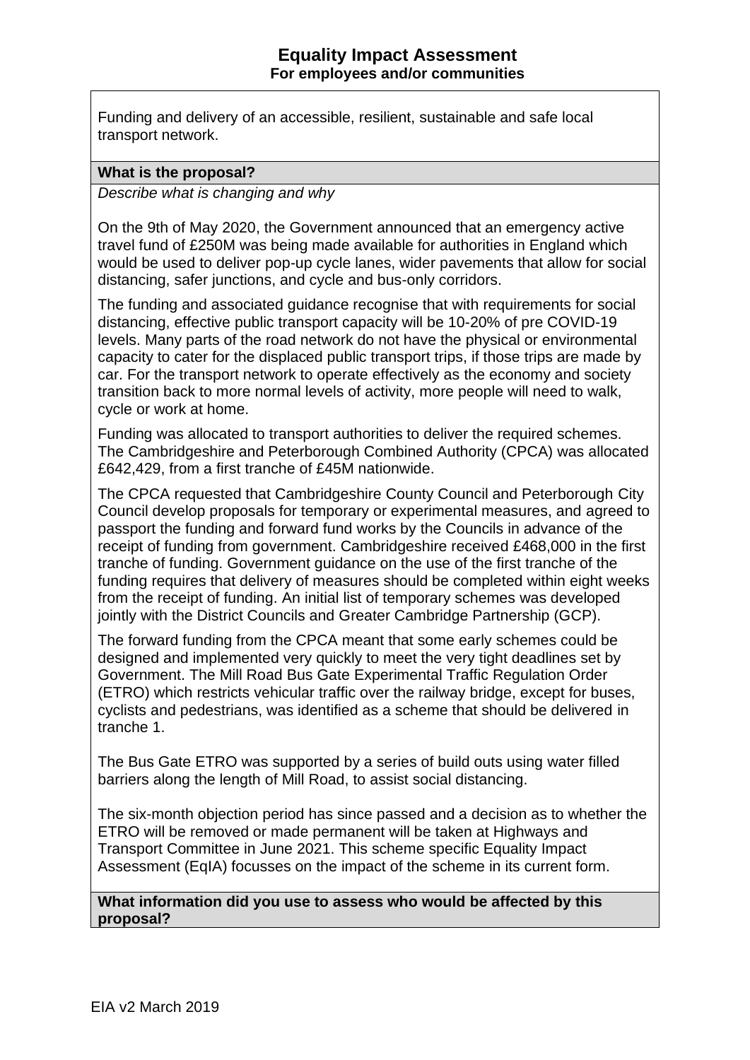# Equality Impact Assessment
**For employees and/or communities**

Funding and delivery of an accessible, resilient, sustainable and safe local transport network.

**What is the proposal?**

*Describe what is changing and why*

On the 9th of May 2020, the Government announced that an emergency active travel fund of £250M was being made available for authorities in England which would be used to deliver pop-up cycle lanes, wider pavements that allow for social distancing, safer junctions, and cycle and bus-only corridors.

The funding and associated guidance recognise that with requirements for social distancing, effective public transport capacity will be 10-20% of pre COVID-19 levels. Many parts of the road network do not have the physical or environmental capacity to cater for the displaced public transport trips, if those trips are made by car. For the transport network to operate effectively as the economy and society transition back to more normal levels of activity, more people will need to walk, cycle or work at home.

Funding was allocated to transport authorities to deliver the required schemes. The Cambridgeshire and Peterborough Combined Authority (CPCA) was allocated £642,429, from a first tranche of £45M nationwide.

The CPCA requested that Cambridgeshire County Council and Peterborough City Council develop proposals for temporary or experimental measures, and agreed to passport the funding and forward fund works by the Councils in advance of the receipt of funding from government. Cambridgeshire received £468,000 in the first tranche of funding. Government guidance on the use of the first tranche of the funding requires that delivery of measures should be completed within eight weeks from the receipt of funding. An initial list of temporary schemes was developed jointly with the District Councils and Greater Cambridge Partnership (GCP).

The forward funding from the CPCA meant that some early schemes could be designed and implemented very quickly to meet the very tight deadlines set by Government. The Mill Road Bus Gate Experimental Traffic Regulation Order (ETRO) which restricts vehicular traffic over the railway bridge, except for buses, cyclists and pedestrians, was identified as a scheme that should be delivered in tranche 1.

The Bus Gate ETRO was supported by a series of build outs using water filled barriers along the length of Mill Road, to assist social distancing.

The six-month objection period has since passed and a decision as to whether the ETRO will be removed or made permanent will be taken at Highways and Transport Committee in June 2021. This scheme specific Equality Impact Assessment (EqIA) focusses on the impact of the scheme in its current form.

**What information did you use to assess who would be affected by this proposal?**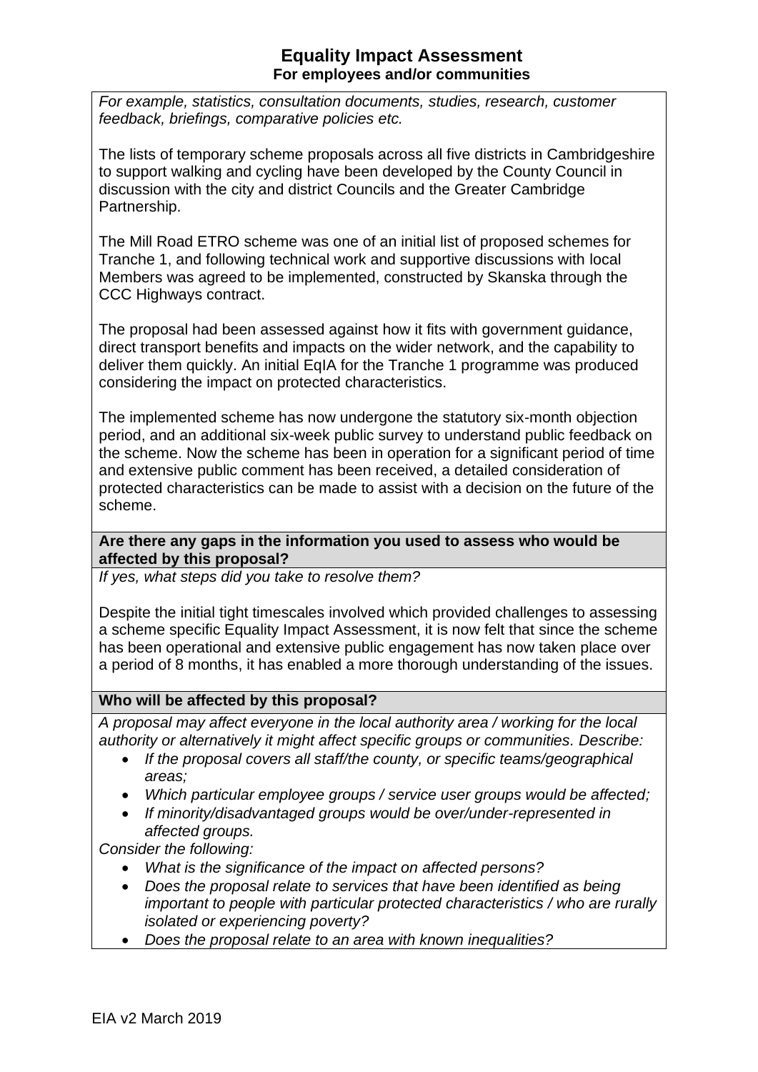## Equality Impact Assessment
### For employees and/or communities

*For example, statistics, consultation documents, studies, research, customer feedback, briefings, comparative policies etc.*

The lists of temporary scheme proposals across all five districts in Cambridgeshire to support walking and cycling have been developed by the County Council in discussion with the city and district Councils and the Greater Cambridge Partnership.

The Mill Road ETRO scheme was one of an initial list of proposed schemes for Tranche 1, and following technical work and supportive discussions with local Members was agreed to be implemented, constructed by Skanska through the CCC Highways contract.

The proposal had been assessed against how it fits with government guidance, direct transport benefits and impacts on the wider network, and the capability to deliver them quickly. An initial EqIA for the Tranche 1 programme was produced considering the impact on protected characteristics.

The implemented scheme has now undergone the statutory six-month objection period, and an additional six-week public survey to understand public feedback on the scheme. Now the scheme has been in operation for a significant period of time and extensive public comment has been received, a detailed consideration of protected characteristics can be made to assist with a decision on the future of the scheme.

**Are there any gaps in the information you used to assess who would be affected by this proposal?**

*If yes, what steps did you take to resolve them?*

Despite the initial tight timescales involved which provided challenges to assessing a scheme specific Equality Impact Assessment, it is now felt that since the scheme has been operational and extensive public engagement has now taken place over a period of 8 months, it has enabled a more thorough understanding of the issues.

**Who will be affected by this proposal?**

*A proposal may affect everyone in the local authority area / working for the local authority or alternatively it might affect specific groups or communities. Describe:*

- *If the proposal covers all staff/the county, or specific teams/geographical areas;*
- *Which particular employee groups / service user groups would be affected;*
- *If minority/disadvantaged groups would be over/under-represented in affected groups.*

*Consider the following:*

- *What is the significance of the impact on affected persons?*
- *Does the proposal relate to services that have been identified as being important to people with particular protected characteristics / who are rurally isolated or experiencing poverty?*
- *Does the proposal relate to an area with known inequalities?*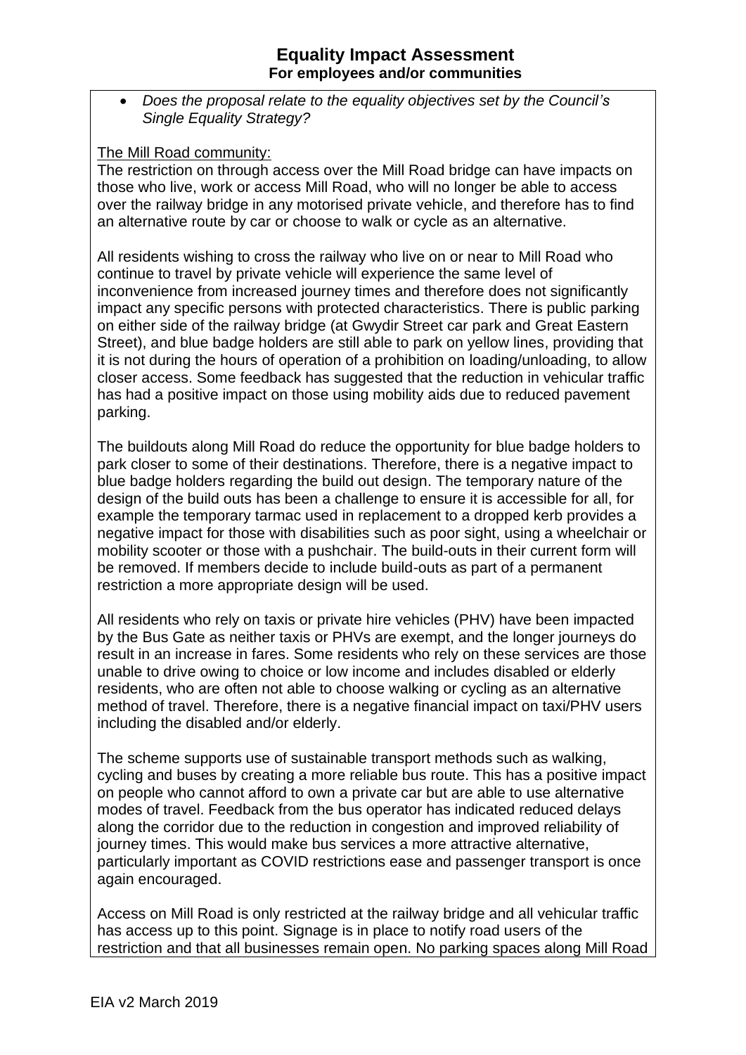- *Does the proposal relate to the equality objectives set by the Council's Single Equality Strategy?*

The Mill Road community:

The restriction on through access over the Mill Road bridge can have impacts on those who live, work or access Mill Road, who will no longer be able to access over the railway bridge in any motorised private vehicle, and therefore has to find an alternative route by car or choose to walk or cycle as an alternative.

All residents wishing to cross the railway who live on or near to Mill Road who continue to travel by private vehicle will experience the same level of inconvenience from increased journey times and therefore does not significantly impact any specific persons with protected characteristics. There is public parking on either side of the railway bridge (at Gwydir Street car park and Great Eastern Street), and blue badge holders are still able to park on yellow lines, providing that it is not during the hours of operation of a prohibition on loading/unloading, to allow closer access. Some feedback has suggested that the reduction in vehicular traffic has had a positive impact on those using mobility aids due to reduced pavement parking.

The buildouts along Mill Road do reduce the opportunity for blue badge holders to park closer to some of their destinations. Therefore, there is a negative impact to blue badge holders regarding the build out design. The temporary nature of the design of the build outs has been a challenge to ensure it is accessible for all, for example the temporary tarmac used in replacement to a dropped kerb provides a negative impact for those with disabilities such as poor sight, using a wheelchair or mobility scooter or those with a pushchair. The build-outs in their current form will be removed. If members decide to include build-outs as part of a permanent restriction a more appropriate design will be used.

All residents who rely on taxis or private hire vehicles (PHV) have been impacted by the Bus Gate as neither taxis or PHVs are exempt, and the longer journeys do result in an increase in fares. Some residents who rely on these services are those unable to drive owing to choice or low income and includes disabled or elderly residents, who are often not able to choose walking or cycling as an alternative method of travel. Therefore, there is a negative financial impact on taxi/PHV users including the disabled and/or elderly.

The scheme supports use of sustainable transport methods such as walking, cycling and buses by creating a more reliable bus route. This has a positive impact on people who cannot afford to own a private car but are able to use alternative modes of travel. Feedback from the bus operator has indicated reduced delays along the corridor due to the reduction in congestion and improved reliability of journey times. This would make bus services a more attractive alternative, particularly important as COVID restrictions ease and passenger transport is once again encouraged.

Access on Mill Road is only restricted at the railway bridge and all vehicular traffic has access up to this point. Signage is in place to notify road users of the restriction and that all businesses remain open. No parking spaces along Mill Road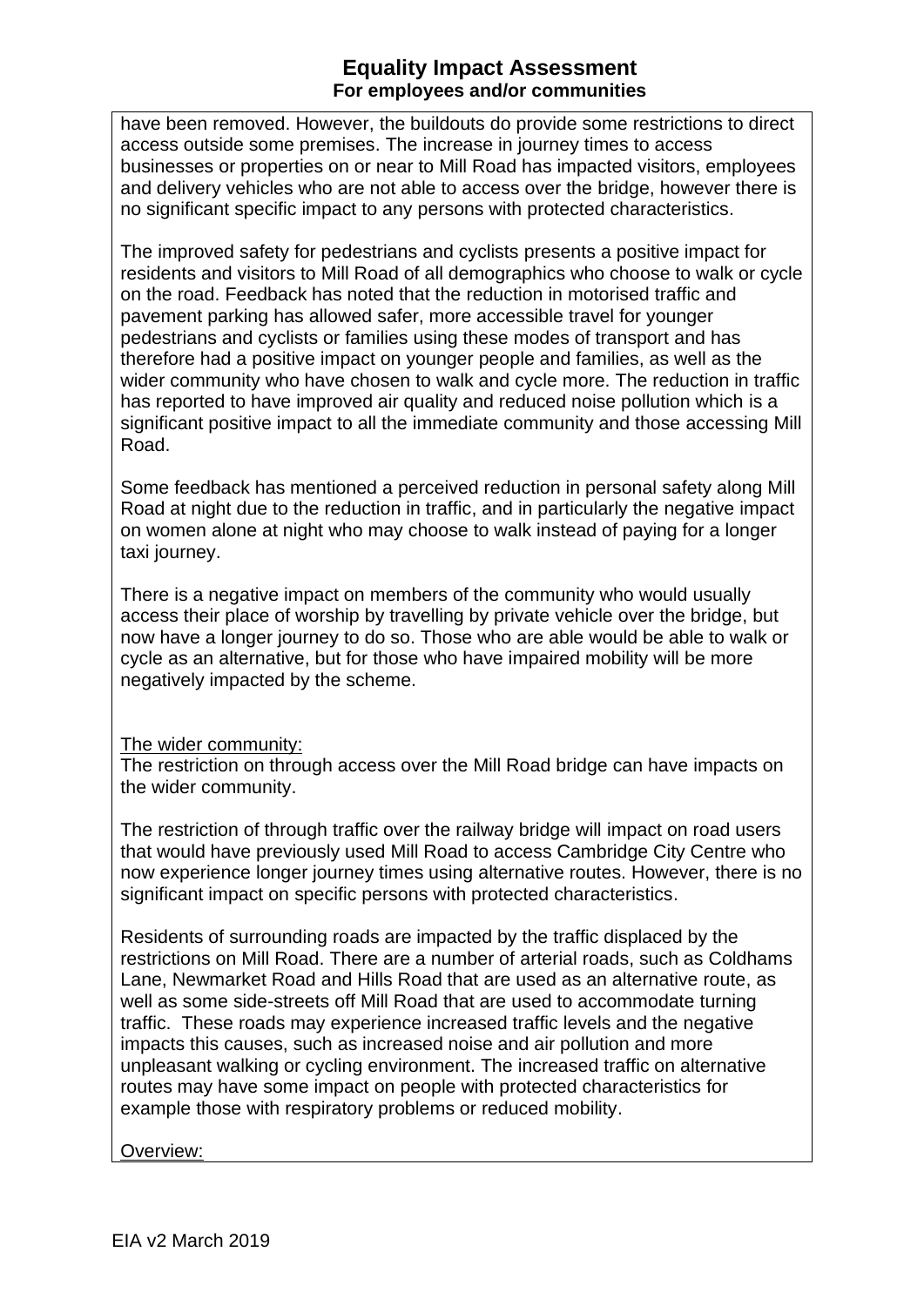have been removed. However, the buildouts do provide some restrictions to direct access outside some premises. The increase in journey times to access businesses or properties on or near to Mill Road has impacted visitors, employees and delivery vehicles who are not able to access over the bridge, however there is no significant specific impact to any persons with protected characteristics.

The improved safety for pedestrians and cyclists presents a positive impact for residents and visitors to Mill Road of all demographics who choose to walk or cycle on the road. Feedback has noted that the reduction in motorised traffic and pavement parking has allowed safer, more accessible travel for younger pedestrians and cyclists or families using these modes of transport and has therefore had a positive impact on younger people and families, as well as the wider community who have chosen to walk and cycle more. The reduction in traffic has reported to have improved air quality and reduced noise pollution which is a significant positive impact to all the immediate community and those accessing Mill Road.

Some feedback has mentioned a perceived reduction in personal safety along Mill Road at night due to the reduction in traffic, and in particularly the negative impact on women alone at night who may choose to walk instead of paying for a longer taxi journey.

There is a negative impact on members of the community who would usually access their place of worship by travelling by private vehicle over the bridge, but now have a longer journey to do so. Those who are able would be able to walk or cycle as an alternative, but for those who have impaired mobility will be more negatively impacted by the scheme.

The wider community:

The restriction on through access over the Mill Road bridge can have impacts on the wider community.

The restriction of through traffic over the railway bridge will impact on road users that would have previously used Mill Road to access Cambridge City Centre who now experience longer journey times using alternative routes. However, there is no significant impact on specific persons with protected characteristics.

Residents of surrounding roads are impacted by the traffic displaced by the restrictions on Mill Road. There are a number of arterial roads, such as Coldhams Lane, Newmarket Road and Hills Road that are used as an alternative route, as well as some side-streets off Mill Road that are used to accommodate turning traffic. These roads may experience increased traffic levels and the negative impacts this causes, such as increased noise and air pollution and more unpleasant walking or cycling environment. The increased traffic on alternative routes may have some impact on people with protected characteristics for example those with respiratory problems or reduced mobility.

Overview: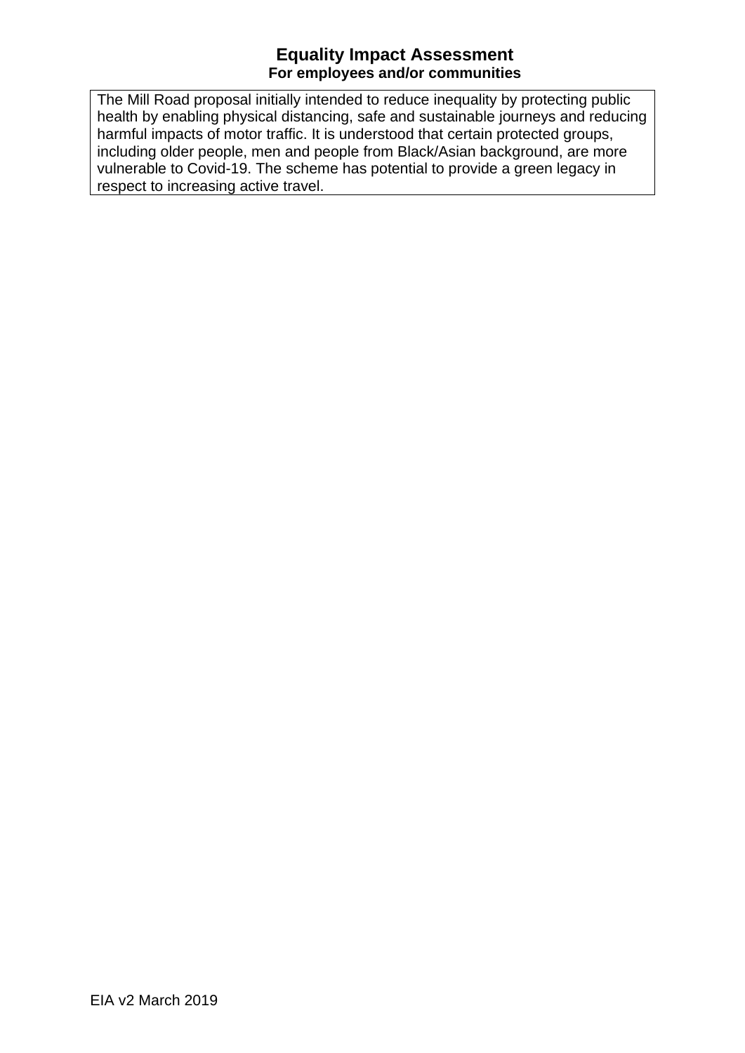**Equality Impact Assessment**
**For employees and/or communities**

| The Mill Road proposal initially intended to reduce inequality by protecting public health by enabling physical distancing, safe and sustainable journeys and reducing harmful impacts of motor traffic. It is understood that certain protected groups, including older people, men and people from Black/Asian background, are more vulnerable to Covid-19. The scheme has potential to provide a green legacy in respect to increasing active travel. |
|---|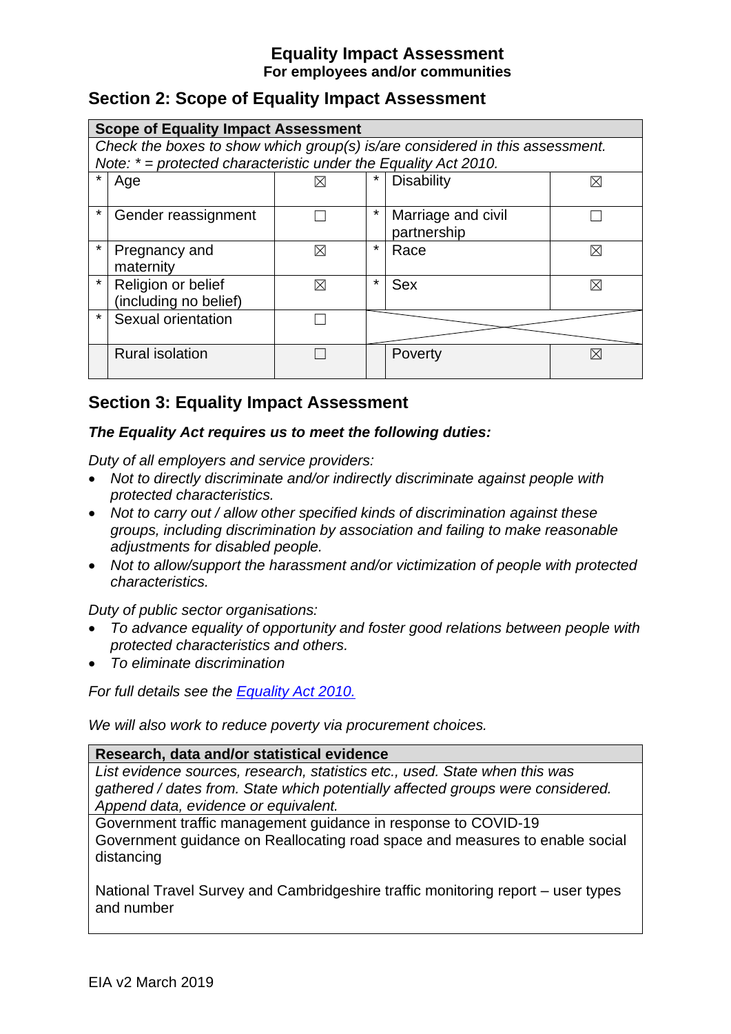**Equality Impact Assessment**
**For employees and/or communities**

## Section 2: Scope of Equality Impact Assessment

| **Scope of Equality Impact Assessment** | | | | | |
|---|---|---|---|---|---|
| *Check the boxes to show which group(s) is/are considered in this assessment. Note: * = protected characteristic under the Equality Act 2010.* | | | | | |
| * | Age | ☒ | * | Disability | ☒ |
| * | Gender reassignment | ☐ | * | Marriage and civil partnership | ☐ |
| * | Pregnancy and maternity | ☒ | * | Race | ☒ |
| * | Religion or belief (including no belief) | ☒ | * | Sex | ☒ |
| * | Sexual orientation | ☐ | | | |
| | Rural isolation | ☐ | | Poverty | ☒ |

## Section 3: Equality Impact Assessment

***The Equality Act requires us to meet the following duties:***

*Duty of all employers and service providers:*

- *Not to directly discriminate and/or indirectly discriminate against people with protected characteristics.*
- *Not to carry out / allow other specified kinds of discrimination against these groups, including discrimination by association and failing to make reasonable adjustments for disabled people.*
- *Not to allow/support the harassment and/or victimization of people with protected characteristics.*

*Duty of public sector organisations:*

- *To advance equality of opportunity and foster good relations between people with protected characteristics and others.*
- *To eliminate discrimination*

*For full details see the [Equality Act 2010.](#)*

*We will also work to reduce poverty via procurement choices.*

| **Research, data and/or statistical evidence** |
|---|
| *List evidence sources, research, statistics etc., used. State when this was gathered / dates from. State which potentially affected groups were considered. Append data, evidence or equivalent.* |
| Government traffic management guidance in response to COVID-19<br>Government guidance on Reallocating road space and measures to enable social distancing<br><br>National Travel Survey and Cambridgeshire traffic monitoring report – user types and number |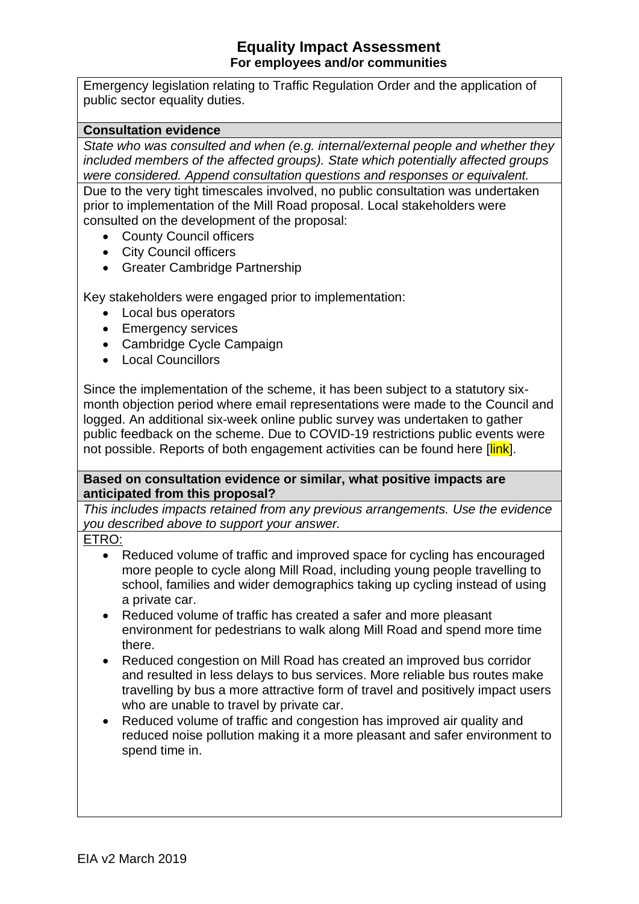## Equality Impact Assessment
### For employees and/or communities

Emergency legislation relating to Traffic Regulation Order and the application of public sector equality duties.

**Consultation evidence**

*State who was consulted and when (e.g. internal/external people and whether they included members of the affected groups). State which potentially affected groups were considered. Append consultation questions and responses or equivalent.*

Due to the very tight timescales involved, no public consultation was undertaken prior to implementation of the Mill Road proposal. Local stakeholders were consulted on the development of the proposal:

- County Council officers
- City Council officers
- Greater Cambridge Partnership

Key stakeholders were engaged prior to implementation:

- Local bus operators
- Emergency services
- Cambridge Cycle Campaign
- Local Councillors

Since the implementation of the scheme, it has been subject to a statutory six-month objection period where email representations were made to the Council and logged. An additional six-week online public survey was undertaken to gather public feedback on the scheme. Due to COVID-19 restrictions public events were not possible. Reports of both engagement activities can be found here [link].

**Based on consultation evidence or similar, what positive impacts are anticipated from this proposal?**

*This includes impacts retained from any previous arrangements. Use the evidence you described above to support your answer.*

<u>ETRO:</u>

- Reduced volume of traffic and improved space for cycling has encouraged more people to cycle along Mill Road, including young people travelling to school, families and wider demographics taking up cycling instead of using a private car.
- Reduced volume of traffic has created a safer and more pleasant environment for pedestrians to walk along Mill Road and spend more time there.
- Reduced congestion on Mill Road has created an improved bus corridor and resulted in less delays to bus services. More reliable bus routes make travelling by bus a more attractive form of travel and positively impact users who are unable to travel by private car.
- Reduced volume of traffic and congestion has improved air quality and reduced noise pollution making it a more pleasant and safer environment to spend time in.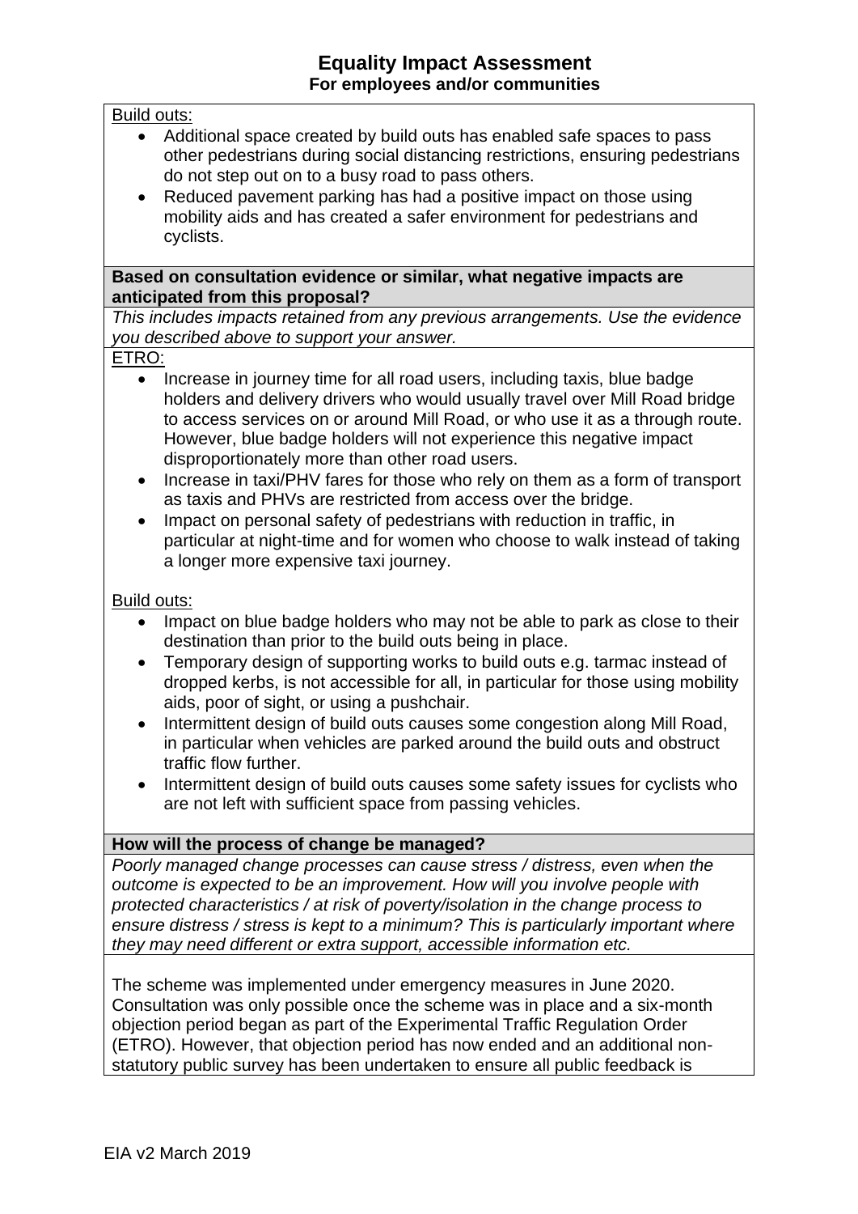Build outs:

- Additional space created by build outs has enabled safe spaces to pass other pedestrians during social distancing restrictions, ensuring pedestrians do not step out on to a busy road to pass others.
- Reduced pavement parking has had a positive impact on those using mobility aids and has created a safer environment for pedestrians and cyclists.

**Based on consultation evidence or similar, what negative impacts are anticipated from this proposal?**

*This includes impacts retained from any previous arrangements. Use the evidence you described above to support your answer.*

ETRO:

- Increase in journey time for all road users, including taxis, blue badge holders and delivery drivers who would usually travel over Mill Road bridge to access services on or around Mill Road, or who use it as a through route. However, blue badge holders will not experience this negative impact disproportionately more than other road users.
- Increase in taxi/PHV fares for those who rely on them as a form of transport as taxis and PHVs are restricted from access over the bridge.
- Impact on personal safety of pedestrians with reduction in traffic, in particular at night-time and for women who choose to walk instead of taking a longer more expensive taxi journey.

Build outs:

- Impact on blue badge holders who may not be able to park as close to their destination than prior to the build outs being in place.
- Temporary design of supporting works to build outs e.g. tarmac instead of dropped kerbs, is not accessible for all, in particular for those using mobility aids, poor of sight, or using a pushchair.
- Intermittent design of build outs causes some congestion along Mill Road, in particular when vehicles are parked around the build outs and obstruct traffic flow further.
- Intermittent design of build outs causes some safety issues for cyclists who are not left with sufficient space from passing vehicles.

**How will the process of change be managed?**

*Poorly managed change processes can cause stress / distress, even when the outcome is expected to be an improvement. How will you involve people with protected characteristics / at risk of poverty/isolation in the change process to ensure distress / stress is kept to a minimum? This is particularly important where they may need different or extra support, accessible information etc.*

The scheme was implemented under emergency measures in June 2020. Consultation was only possible once the scheme was in place and a six-month objection period began as part of the Experimental Traffic Regulation Order (ETRO). However, that objection period has now ended and an additional non-statutory public survey has been undertaken to ensure all public feedback is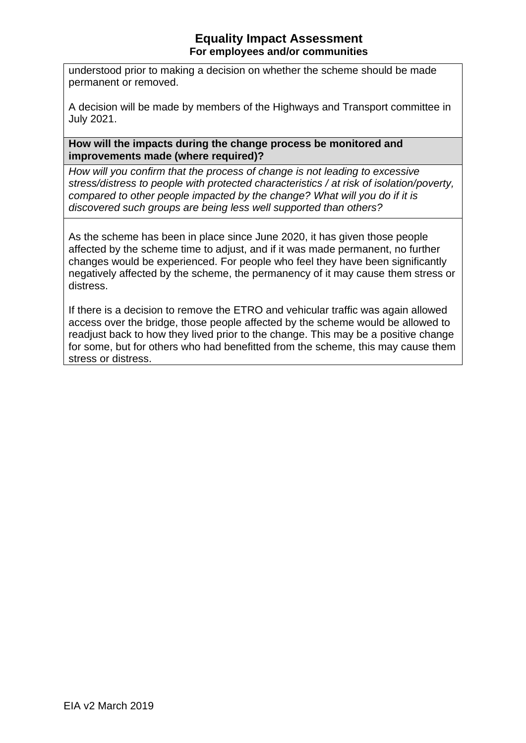understood prior to making a decision on whether the scheme should be made permanent or removed.

A decision will be made by members of the Highways and Transport committee in July 2021.

**How will the impacts during the change process be monitored and improvements made (where required)?**

*How will you confirm that the process of change is not leading to excessive stress/distress to people with protected characteristics / at risk of isolation/poverty, compared to other people impacted by the change? What will you do if it is discovered such groups are being less well supported than others?*

As the scheme has been in place since June 2020, it has given those people affected by the scheme time to adjust, and if it was made permanent, no further changes would be experienced. For people who feel they have been significantly negatively affected by the scheme, the permanency of it may cause them stress or distress.

If there is a decision to remove the ETRO and vehicular traffic was again allowed access over the bridge, those people affected by the scheme would be allowed to readjust back to how they lived prior to the change. This may be a positive change for some, but for others who had benefitted from the scheme, this may cause them stress or distress.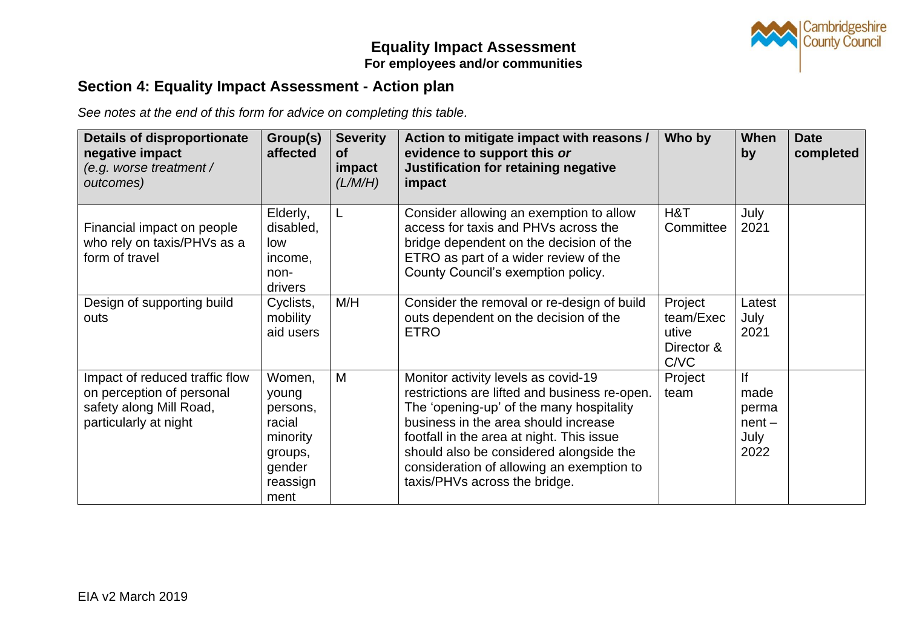# Equality Impact Assessment

**For employees and/or communities**

## Section 4: Equality Impact Assessment - Action plan

*See notes at the end of this form for advice on completing this table.*

| **Details of disproportionate negative impact** *(e.g. worse treatment / outcomes)* | **Group(s) affected** | **Severity of impact** *(L/M/H)* | **Action to mitigate impact with reasons / evidence to support this *or* Justification for retaining negative impact** | **Who by** | **When by** | **Date completed** |
|---|---|---|---|---|---|---|
| Financial impact on people who rely on taxis/PHVs as a form of travel | Elderly, disabled, low income, non-drivers | L | Consider allowing an exemption to allow access for taxis and PHVs across the bridge dependent on the decision of the ETRO as part of a wider review of the County Council's exemption policy. | H&T Committee | July 2021 | |
| Design of supporting build outs | Cyclists, mobility aid users | M/H | Consider the removal or re-design of build outs dependent on the decision of the ETRO | Project team/Executive Director & C/VC | Latest July 2021 | |
| Impact of reduced traffic flow on perception of personal safety along Mill Road, particularly at night | Women, young persons, racial minority groups, gender reassignment | M | Monitor activity levels as covid-19 restrictions are lifted and business re-open. The 'opening-up' of the many hospitality business in the area should increase footfall in the area at night. This issue should also be considered alongside the consideration of allowing an exemption to taxis/PHVs across the bridge. | Project team | If made permanent – July 2022 | |

EIA v2 March 2019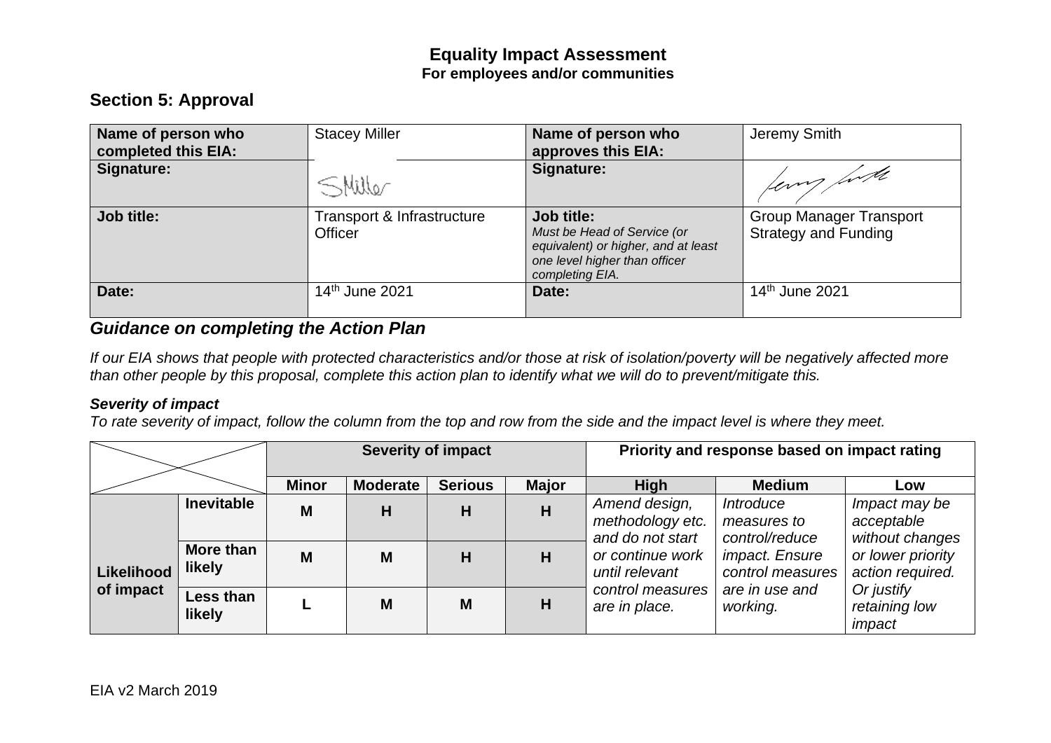**Equality Impact Assessment**
**For employees and/or communities**

## Section 5: Approval

| **Name of person who completed this EIA:** | Stacey Miller | **Name of person who approves this EIA:** | Jeremy Smith |
|---|---|---|---|
| **Signature:** | SMiller | **Signature:** | Jeremy Smith |
| **Job title:** | Transport & Infrastructure Officer | **Job title:** *Must be Head of Service (or equivalent) or higher, and at least one level higher than officer completing EIA.* | Group Manager Transport Strategy and Funding |
| **Date:** | 14th June 2021 | **Date:** | 14th June 2021 |

## *Guidance on completing the Action Plan*

*If our EIA shows that people with protected characteristics and/or those at risk of isolation/poverty will be negatively affected more than other people by this proposal, complete this action plan to identify what we will do to prevent/mitigate this.*

***Severity of impact***

*To rate severity of impact, follow the column from the top and row from the side and the impact level is where they meet.*

| | | **Severity of impact** | | | | **Priority and response based on impact rating** | | |
|---|---|---|---|---|---|---|---|---|
| | | **Minor** | **Moderate** | **Serious** | **Major** | **High** | **Medium** | **Low** |
| **Likelihood of impact** | **Inevitable** | **M** | **H** | **H** | **H** | *Amend design, methodology etc. and do not start or continue work until relevant control measures are in place.* | *Introduce measures to control/reduce impact. Ensure control measures are in use and working.* | *Impact may be acceptable without changes or lower priority action required. Or justify retaining low impact* |
| | **More than likely** | **M** | **M** | **H** | **H** | | | |
| | **Less than likely** | **L** | **M** | **M** | **H** | | | |

EIA v2 March 2019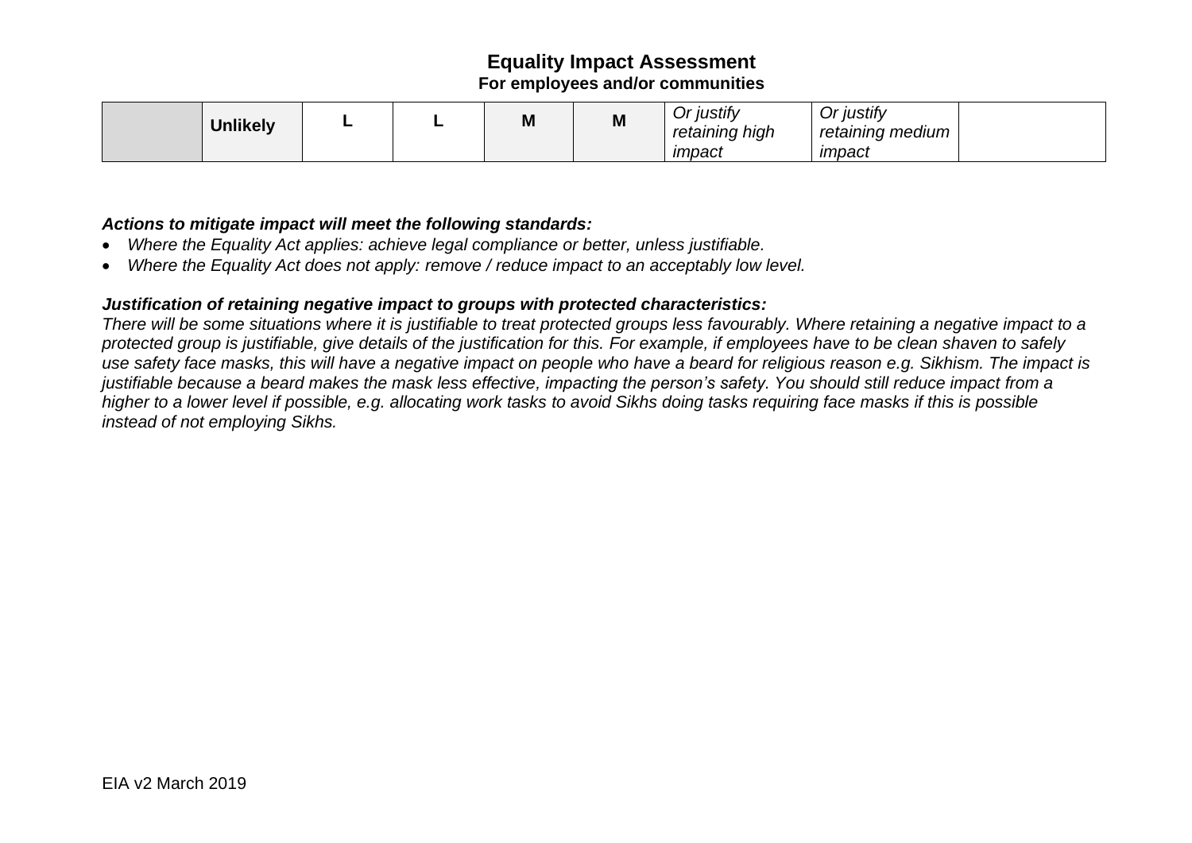## Equality Impact Assessment

### For employees and/or communities

| | | | | | | | | |
|---|---|---|---|---|---|---|---|---|
| | **Unlikely** | **L** | **L** | **M** | **M** | *Or justify retaining high impact* | *Or justify retaining medium impact* | |

***Actions to mitigate impact will meet the following standards:***

- *Where the Equality Act applies: achieve legal compliance or better, unless justifiable.*
- *Where the Equality Act does not apply: remove / reduce impact to an acceptably low level.*

***Justification of retaining negative impact to groups with protected characteristics:***

*There will be some situations where it is justifiable to treat protected groups less favourably. Where retaining a negative impact to a protected group is justifiable, give details of the justification for this. For example, if employees have to be clean shaven to safely use safety face masks, this will have a negative impact on people who have a beard for religious reason e.g. Sikhism. The impact is justifiable because a beard makes the mask less effective, impacting the person's safety. You should still reduce impact from a higher to a lower level if possible, e.g. allocating work tasks to avoid Sikhs doing tasks requiring face masks if this is possible instead of not employing Sikhs.*

EIA v2 March 2019